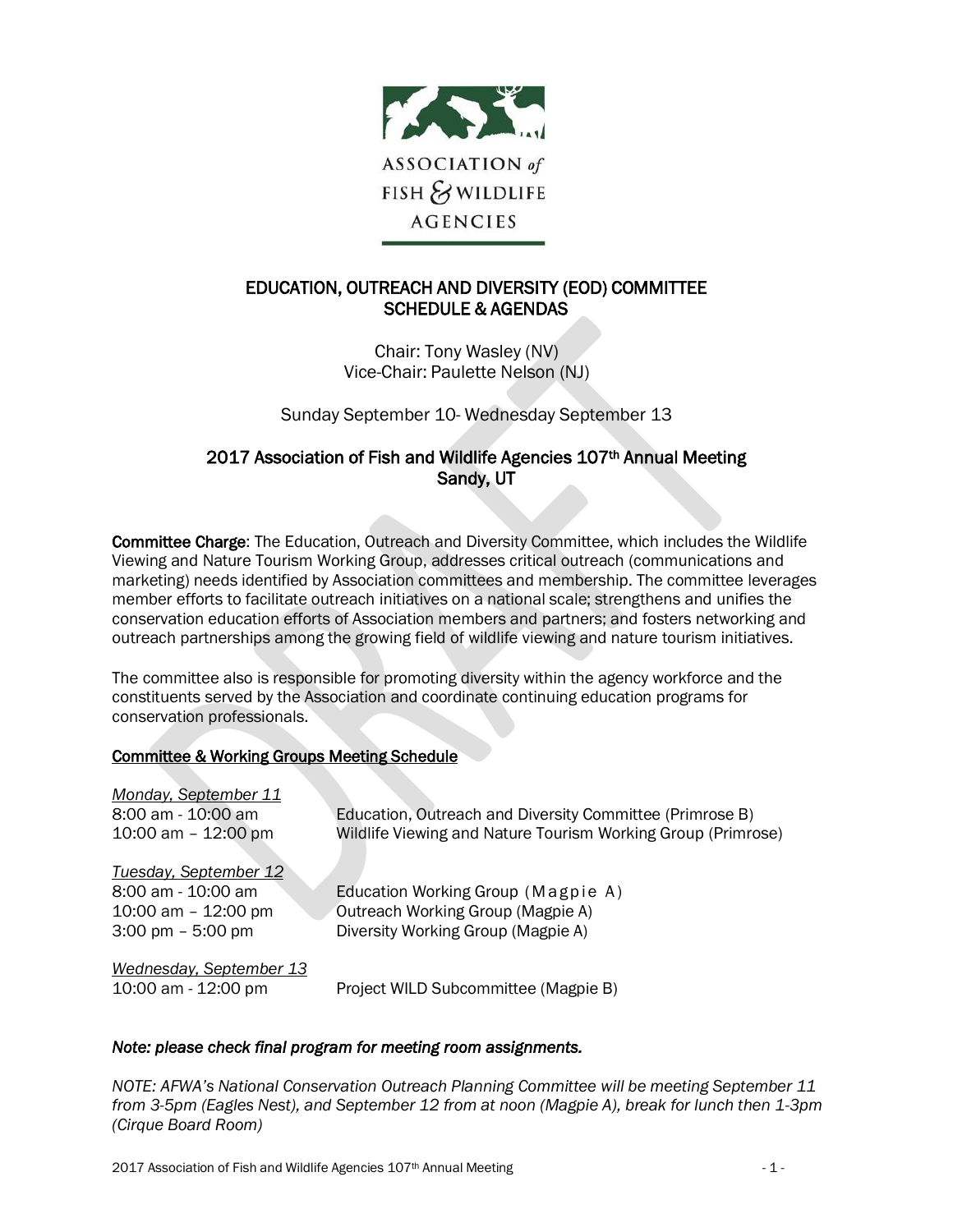ASSOCIATION *of* FISH & WILDLIFE AGENCIES

# EDUCATION, OUTREACH AND DIVERSITY (EOD) COMMITTEE SCHEDULE & AGENDAS

Chair: Tony Wasley (NV)
Vice-Chair: Paulette Nelson (NJ)

Sunday September 10- Wednesday September 13

## 2017 Association of Fish and Wildlife Agencies 107th Annual Meeting Sandy, UT

**Committee Charge**: The Education, Outreach and Diversity Committee, which includes the Wildlife Viewing and Nature Tourism Working Group, addresses critical outreach (communications and marketing) needs identified by Association committees and membership. The committee leverages member efforts to facilitate outreach initiatives on a national scale; strengthens and unifies the conservation education efforts of Association members and partners; and fosters networking and outreach partnerships among the growing field of wildlife viewing and nature tourism initiatives.

The committee also is responsible for promoting diversity within the agency workforce and the constituents served by the Association and coordinate continuing education programs for conservation professionals.

**Committee & Working Groups Meeting Schedule**

*Monday, September 11*

8:00 am - 10:00 am Education, Outreach and Diversity Committee (Primrose B)
10:00 am – 12:00 pm Wildlife Viewing and Nature Tourism Working Group (Primrose)

*Tuesday, September 12*

8:00 am - 10:00 am Education Working Group (Magpie A)
10:00 am – 12:00 pm Outreach Working Group (Magpie A)
3:00 pm – 5:00 pm Diversity Working Group (Magpie A)

*Wednesday, September 13*

10:00 am - 12:00 pm Project WILD Subcommittee (Magpie B)

***Note: please check final program for meeting room assignments.***

*NOTE: AFWA's National Conservation Outreach Planning Committee will be meeting September 11 from 3-5pm (Eagles Nest), and September 12 from at noon (Magpie A), break for lunch then 1-3pm (Cirque Board Room)*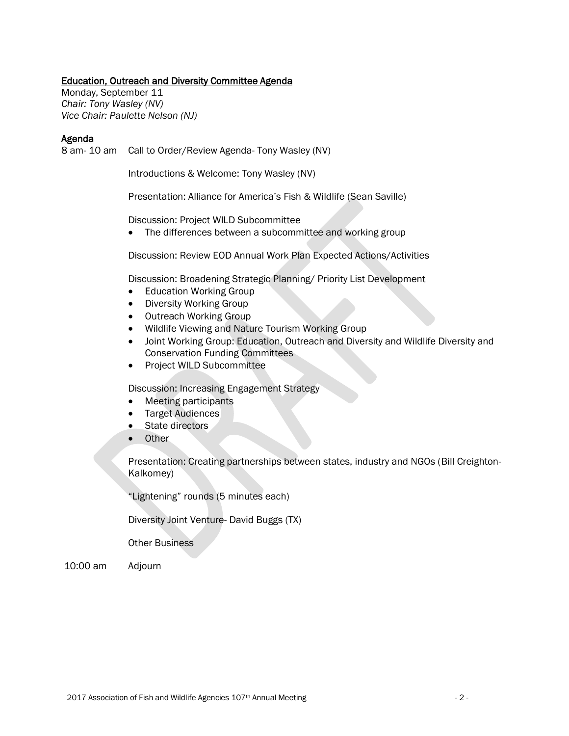## Education, Outreach and Diversity Committee Agenda

Monday, September 11
*Chair: Tony Wasley (NV)*
*Vice Chair: Paulette Nelson (NJ)*

### Agenda

8 am- 10 am Call to Order/Review Agenda- Tony Wasley (NV)

Introductions & Welcome: Tony Wasley (NV)

Presentation: Alliance for America's Fish & Wildlife (Sean Saville)

Discussion: Project WILD Subcommittee

- The differences between a subcommittee and working group

Discussion: Review EOD Annual Work Plan Expected Actions/Activities

Discussion: Broadening Strategic Planning/ Priority List Development

- Education Working Group
- Diversity Working Group
- Outreach Working Group
- Wildlife Viewing and Nature Tourism Working Group
- Joint Working Group: Education, Outreach and Diversity and Wildlife Diversity and Conservation Funding Committees
- Project WILD Subcommittee

Discussion: Increasing Engagement Strategy

- Meeting participants
- Target Audiences
- State directors
- Other

Presentation: Creating partnerships between states, industry and NGOs (Bill Creighton-Kalkomey)

"Lightening" rounds (5 minutes each)

Diversity Joint Venture- David Buggs (TX)

Other Business

10:00 am Adjourn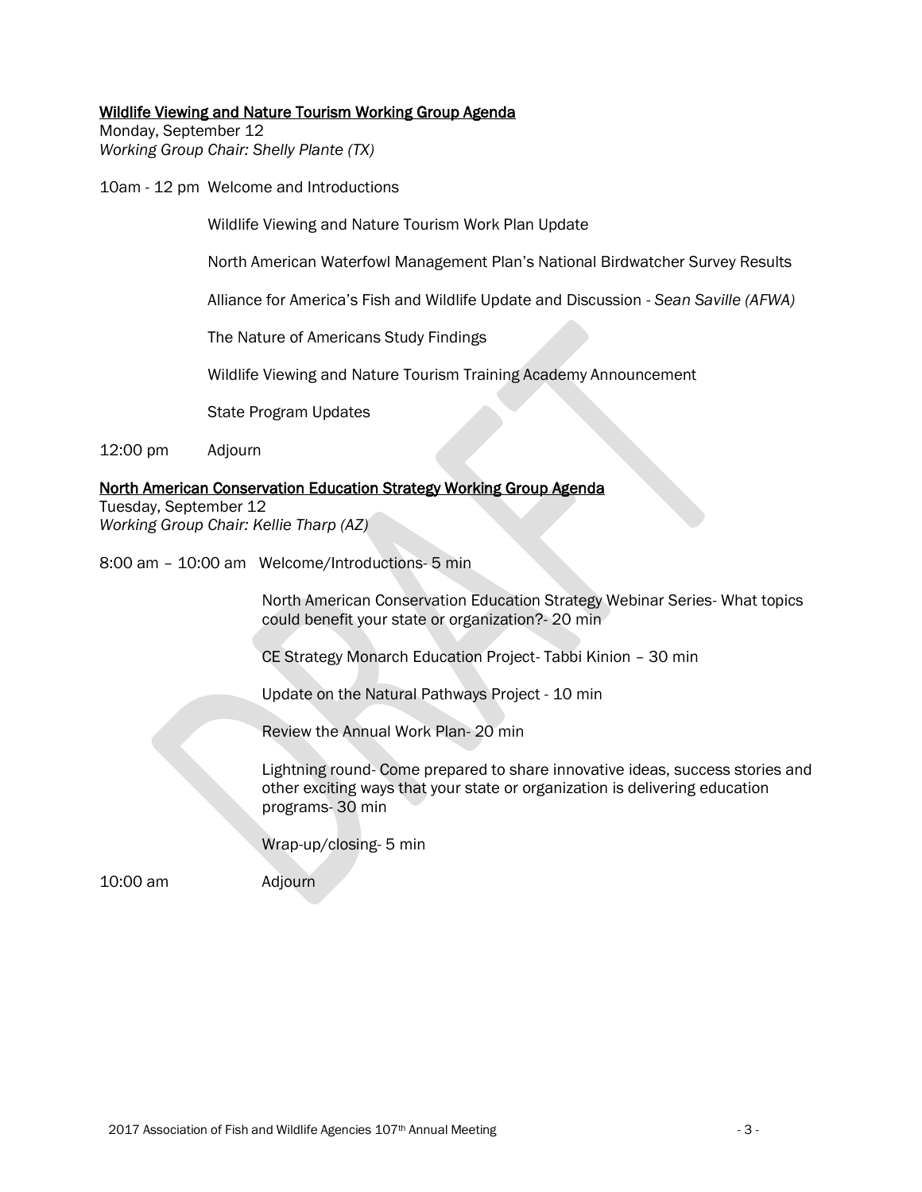**Wildlife Viewing and Nature Tourism Working Group Agenda**

Monday, September 12

*Working Group Chair: Shelly Plante (TX)*

10am - 12 pm Welcome and Introductions

Wildlife Viewing and Nature Tourism Work Plan Update

North American Waterfowl Management Plan's National Birdwatcher Survey Results

Alliance for America's Fish and Wildlife Update and Discussion - *Sean Saville (AFWA)*

The Nature of Americans Study Findings

Wildlife Viewing and Nature Tourism Training Academy Announcement

State Program Updates

12:00 pm Adjourn

**North American Conservation Education Strategy Working Group Agenda**

Tuesday, September 12

*Working Group Chair: Kellie Tharp (AZ)*

8:00 am – 10:00 am Welcome/Introductions- 5 min

North American Conservation Education Strategy Webinar Series- What topics could benefit your state or organization?- 20 min

CE Strategy Monarch Education Project- Tabbi Kinion – 30 min

Update on the Natural Pathways Project - 10 min

Review the Annual Work Plan- 20 min

Lightning round- Come prepared to share innovative ideas, success stories and other exciting ways that your state or organization is delivering education programs- 30 min

Wrap-up/closing- 5 min

10:00 am Adjourn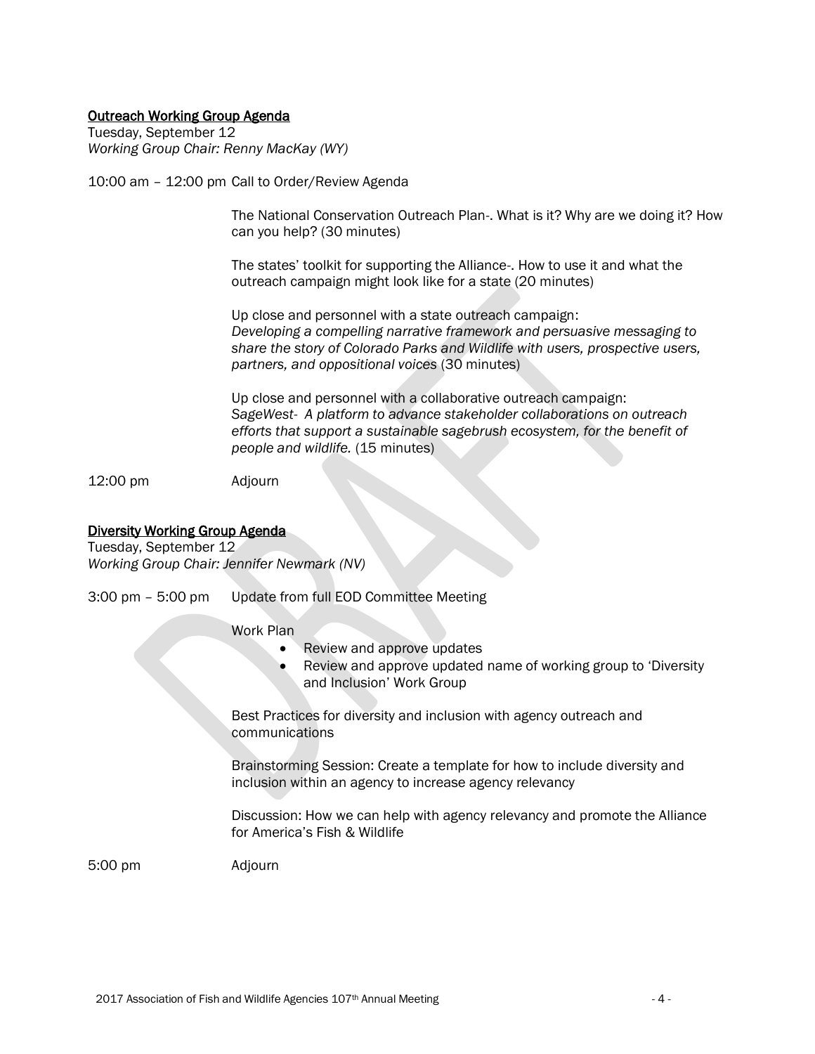## Outreach Working Group Agenda

Tuesday, September 12
*Working Group Chair: Renny MacKay (WY)*

10:00 am – 12:00 pm Call to Order/Review Agenda

The National Conservation Outreach Plan-. What is it? Why are we doing it? How can you help? (30 minutes)

The states' toolkit for supporting the Alliance-. How to use it and what the outreach campaign might look like for a state (20 minutes)

Up close and personnel with a state outreach campaign: *Developing a compelling narrative framework and persuasive messaging to share the story of Colorado Parks and Wildlife with users, prospective users, partners, and oppositional voices* (30 minutes)

Up close and personnel with a collaborative outreach campaign: *SageWest- A platform to advance stakeholder collaborations on outreach efforts that support a sustainable sagebrush ecosystem, for the benefit of people and wildlife.* (15 minutes)

12:00 pm Adjourn

## Diversity Working Group Agenda

Tuesday, September 12
*Working Group Chair: Jennifer Newmark (NV)*

3:00 pm – 5:00 pm Update from full EOD Committee Meeting

Work Plan

- Review and approve updates
- Review and approve updated name of working group to 'Diversity and Inclusion' Work Group

Best Practices for diversity and inclusion with agency outreach and communications

Brainstorming Session: Create a template for how to include diversity and inclusion within an agency to increase agency relevancy

Discussion: How we can help with agency relevancy and promote the Alliance for America's Fish & Wildlife

5:00 pm Adjourn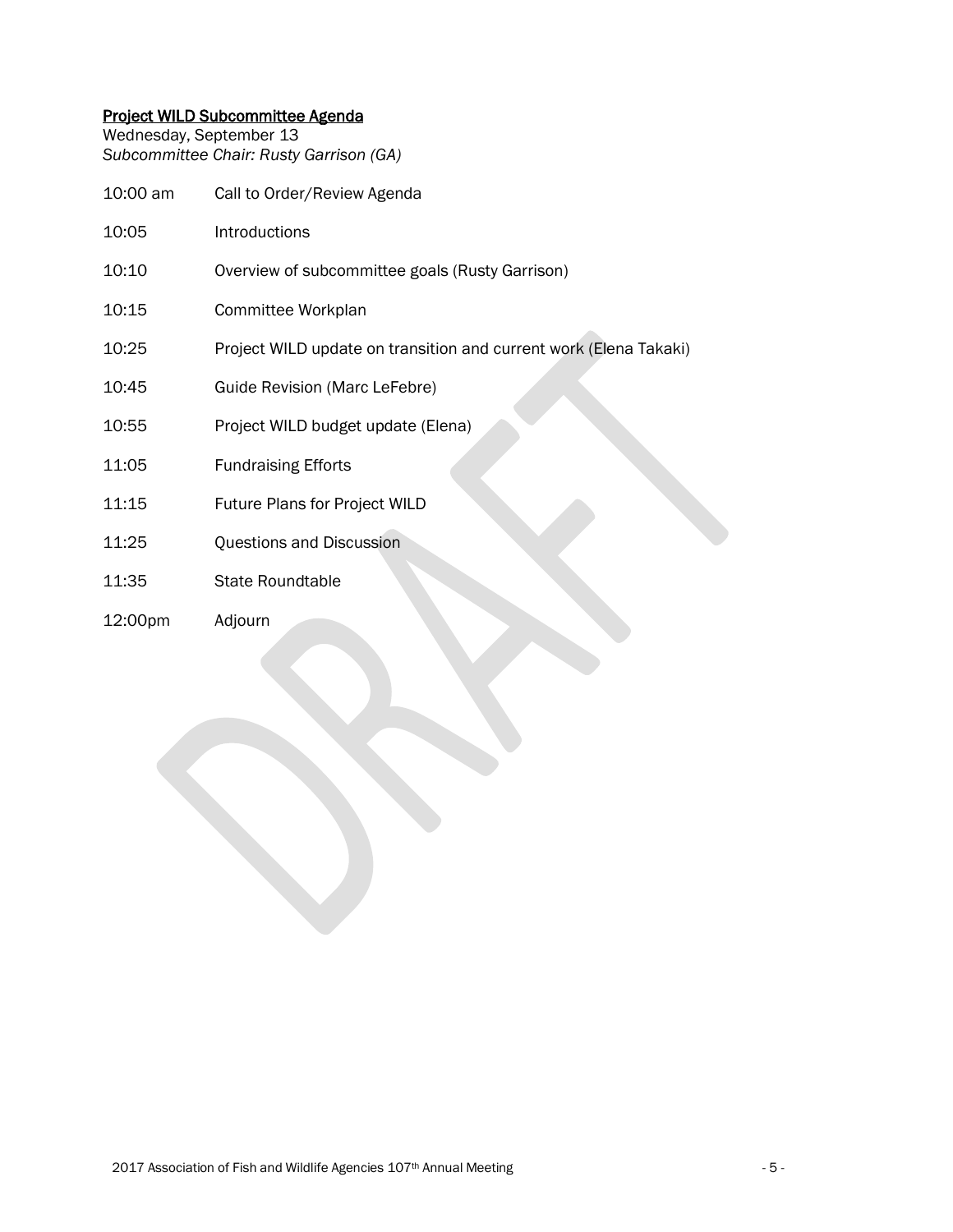<u>Project WILD Subcommittee Agenda</u>

Wednesday, September 13

*Subcommittee Chair: Rusty Garrison (GA)*

| | |
|---|---|
| 10:00 am | Call to Order/Review Agenda |
| 10:05 | Introductions |
| 10:10 | Overview of subcommittee goals (Rusty Garrison) |
| 10:15 | Committee Workplan |
| 10:25 | Project WILD update on transition and current work (Elena Takaki) |
| 10:45 | Guide Revision (Marc LeFebre) |
| 10:55 | Project WILD budget update (Elena) |
| 11:05 | Fundraising Efforts |
| 11:15 | Future Plans for Project WILD |
| 11:25 | Questions and Discussion |
| 11:35 | State Roundtable |
| 12:00pm | Adjourn |